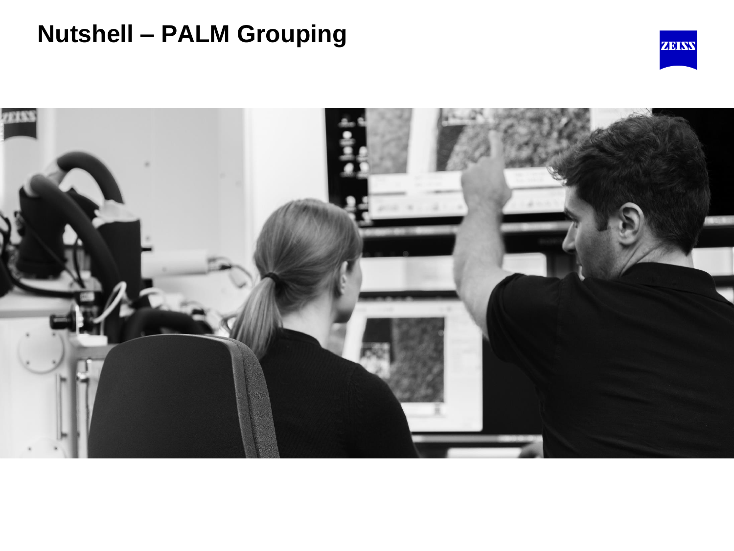# Nutshell – PALM Grouping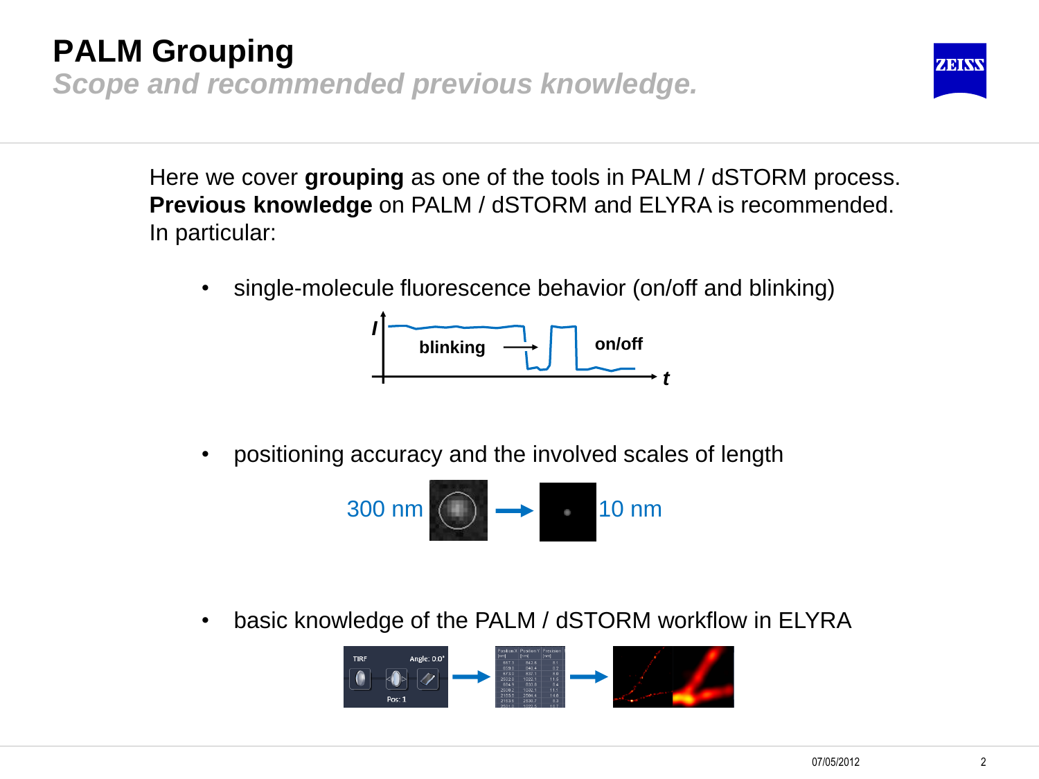# PALM Grouping

*Scope and recommended previous knowledge.*

Here we cover **grouping** as one of the tools in PALM / dSTORM process. **Previous knowledge** on PALM / dSTORM and ELYRA is recommended. In particular:

- single-molecule fluorescence behavior (on/off and blinking)

  *I* — blinking → on/off — *t*

- positioning accuracy and the involved scales of length

  300 nm → 10 nm

- basic knowledge of the PALM / dSTORM workflow in ELYRA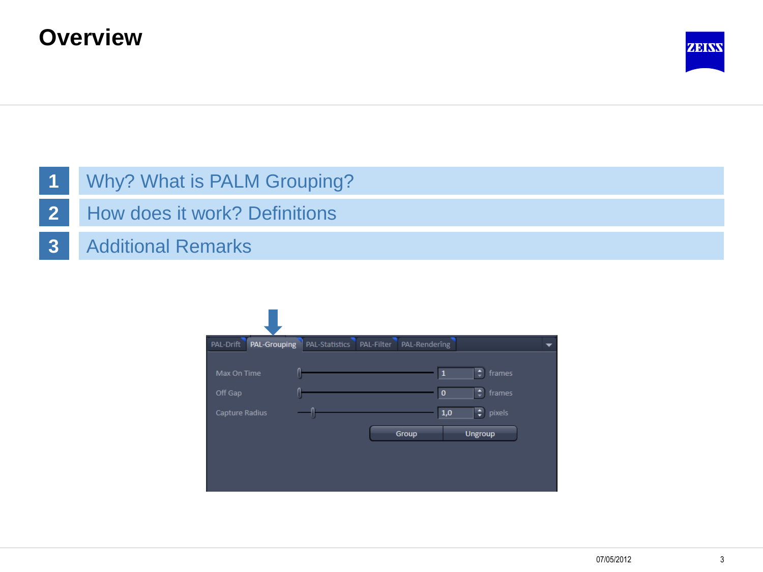# Overview

1. Why? What is PALM Grouping?
2. How does it work? Definitions
3. Additional Remarks

PAL-Drift | PAL-Grouping | PAL-Statistics | PAL-Filter | PAL-Rendering

Max On Time 1 frames

Off Gap 0 frames

Capture Radius 1,0 pixels

Group Ungroup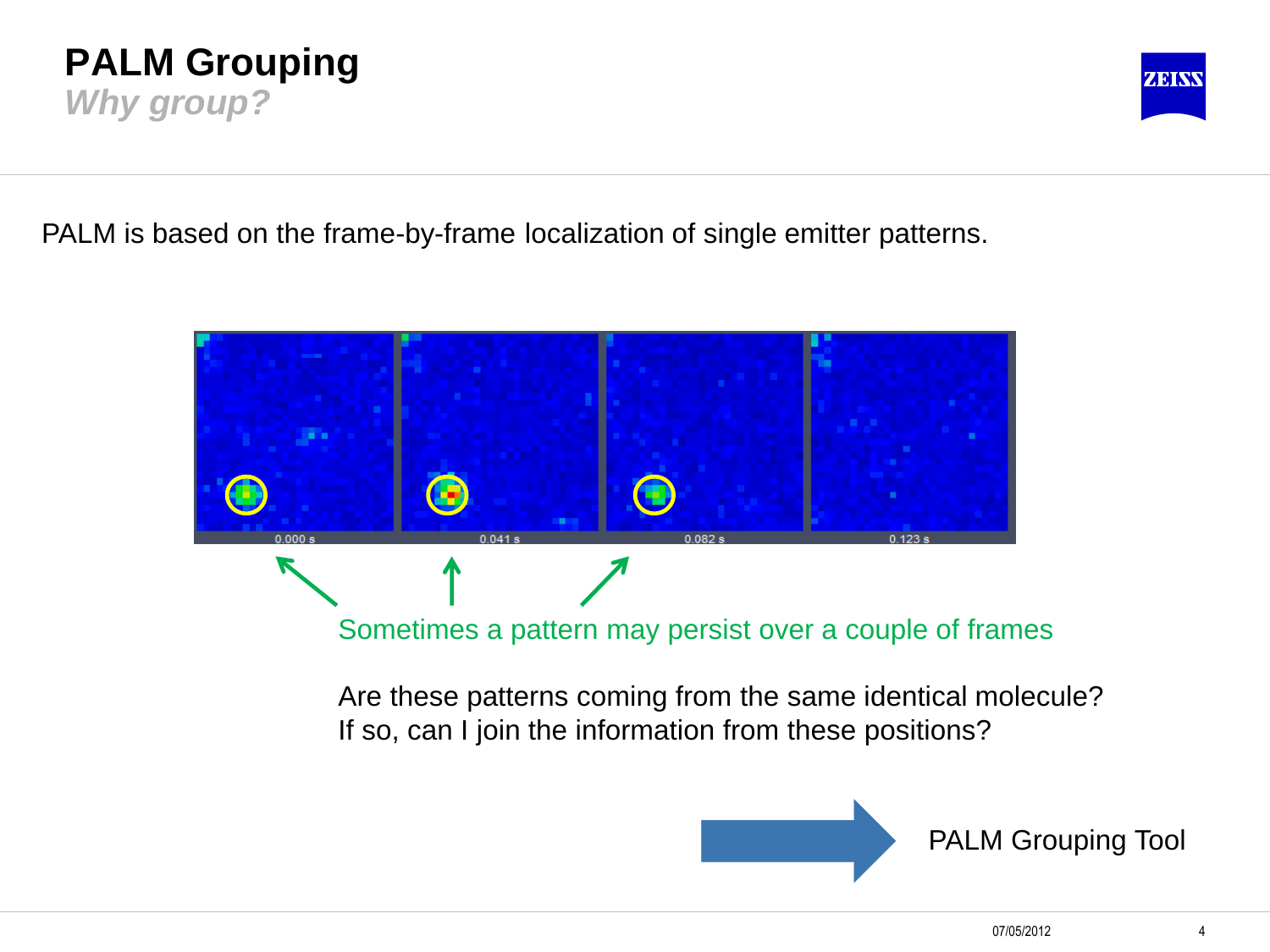# PALM Grouping

## *Why group?*

PALM is based on the frame-by-frame localization of single emitter patterns.

0.000 s 0.041 s 0.082 s 0.123 s

Sometimes a pattern may persist over a couple of frames

Are these patterns coming from the same identical molecule?
If so, can I join the information from these positions?

→ PALM Grouping Tool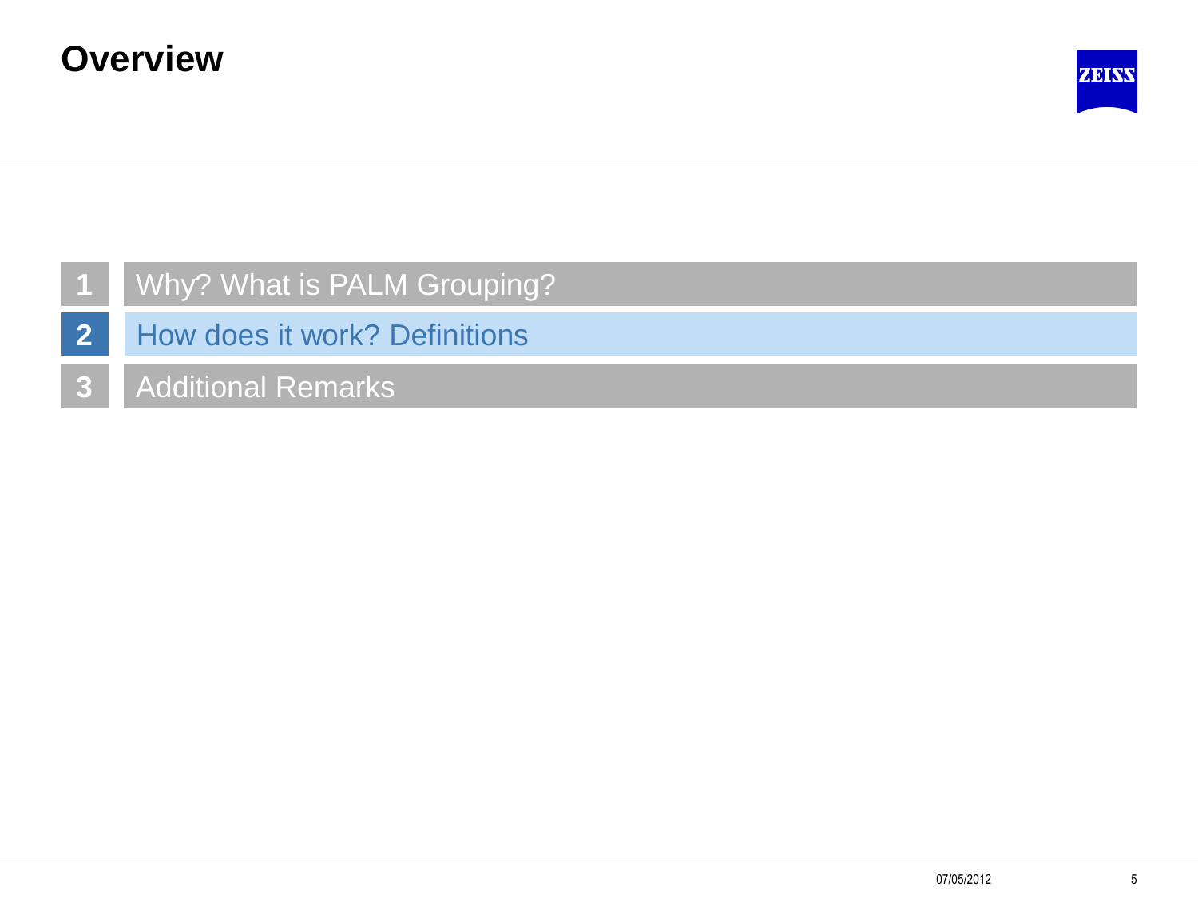# Overview

1. Why? What is PALM Grouping?
2. How does it work? Definitions
3. Additional Remarks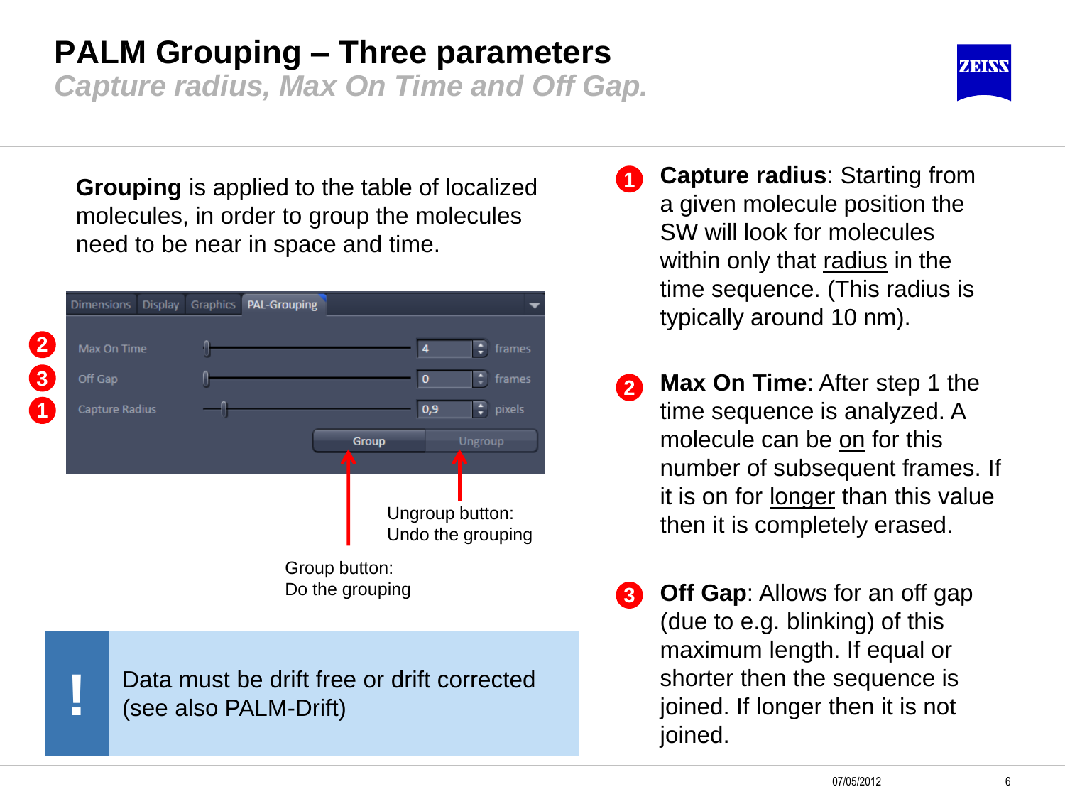# PALM Grouping – Three parameters

*Capture radius, Max On Time and Off Gap.*

**Grouping** is applied to the table of localized molecules, in order to group the molecules need to be near in space and time.

Dimensions | Display | Graphics | PAL-Grouping

2. Max On Time — 4 frames
3. Off Gap — 0 frames
1. Capture Radius — 0,9 pixels

Group | Ungroup

Ungroup button: Undo the grouping

Group button: Do the grouping

**!** Data must be drift free or drift corrected (see also PALM-Drift)

1. **Capture radius**: Starting from a given molecule position the SW will look for molecules within only that radius in the time sequence. (This radius is typically around 10 nm).

2. **Max On Time**: After step 1 the time sequence is analyzed. A molecule can be on for this number of subsequent frames. If it is on for longer than this value then it is completely erased.

3. **Off Gap**: Allows for an off gap (due to e.g. blinking) of this maximum length. If equal or shorter then the sequence is joined. If longer then it is not joined.

07/05/2012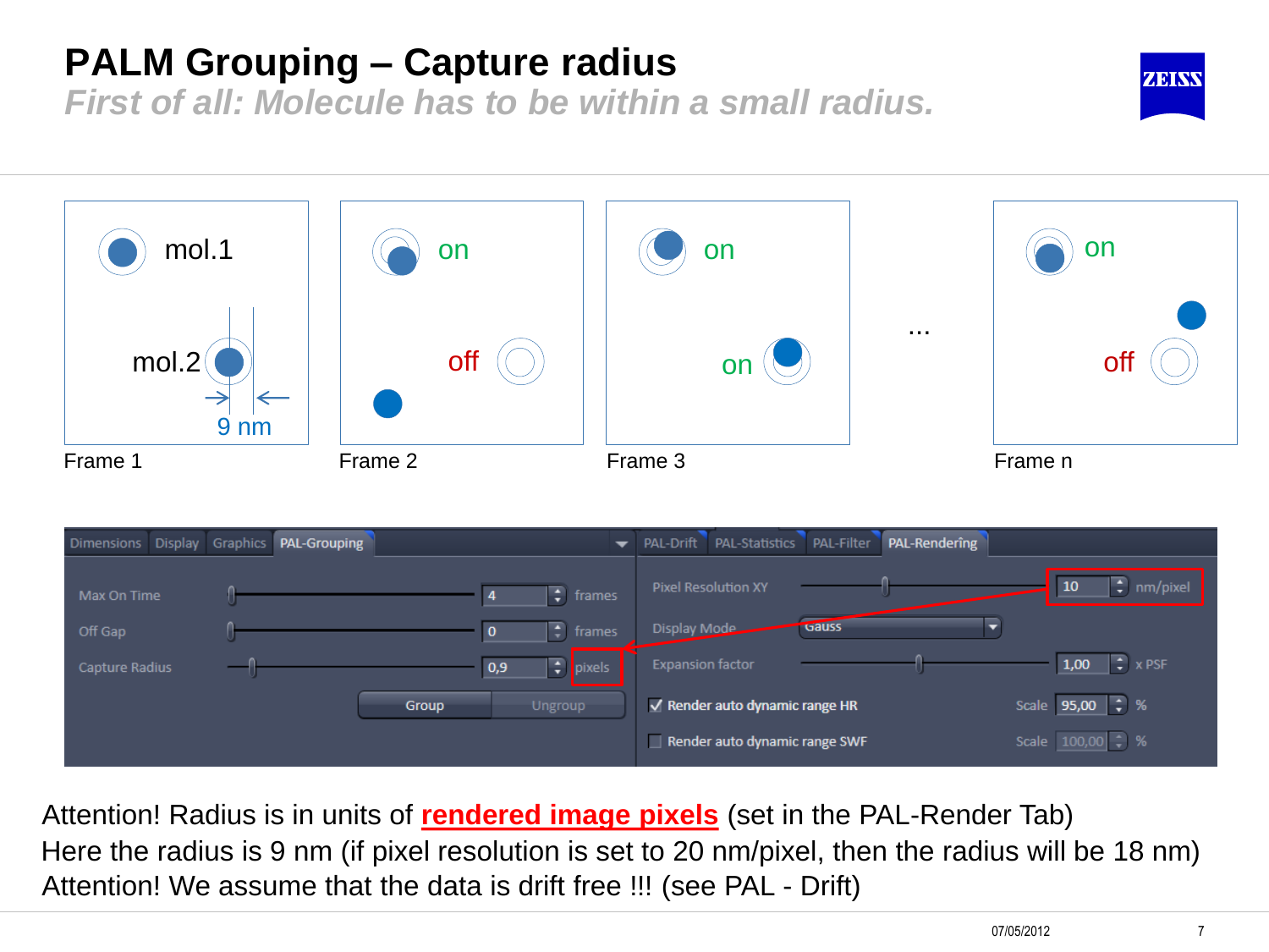# PALM Grouping – Capture radius

*First of all: Molecule has to be within a small radius.*

mol.1

mol.2

9 nm

Frame 1

on

off

Frame 2

on

on

Frame 3

...

on

off

Frame n

| Dimensions | Display | Graphics | PAL-Grouping |
|---|---|---|---|

Max On Time 4 frames

Off Gap 0 frames

Capture Radius 0,9 pixels

Group Ungroup

| PAL-Drift | PAL-Statistics | PAL-Filter | PAL-Rendering |
|---|---|---|---|

Pixel Resolution XY 10 nm/pixel

Display Mode Gauss

Expansion factor 1,00 x PSF

Render auto dynamic range HR Scale 95,00 %

Render auto dynamic range SWF Scale 100,00 %

Attention! Radius is in units of **rendered image pixels** (set in the PAL-Render Tab)
Here the radius is 9 nm (if pixel resolution is set to 20 nm/pixel, then the radius will be 18 nm)
Attention! We assume that the data is drift free !!! (see PAL - Drift)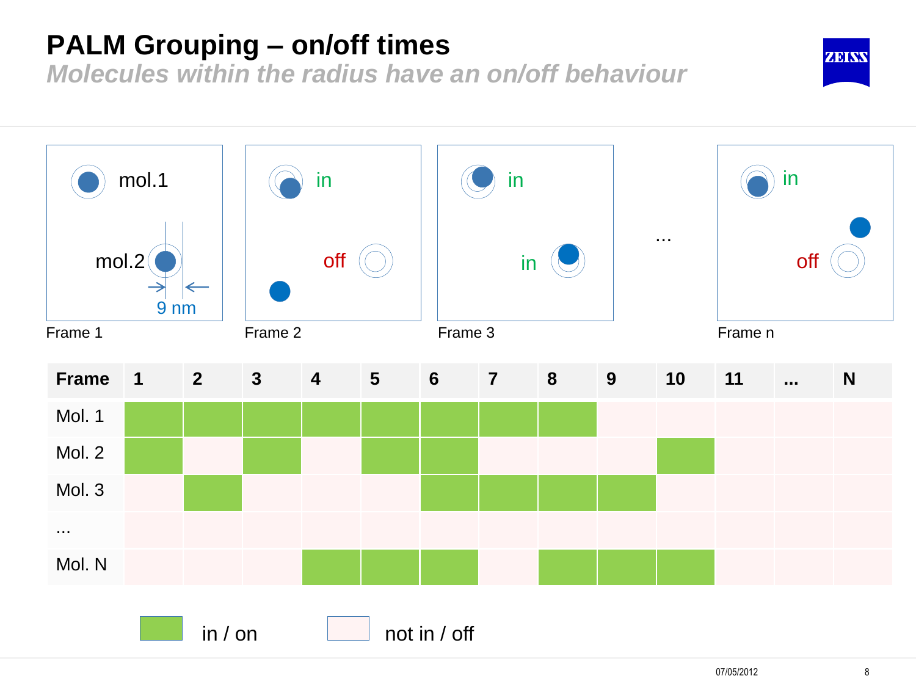# PALM Grouping – on/off times

*Molecules within the radius have an on/off behaviour*

mol.1

mol.2

9 nm

Frame 1

in

off

Frame 2

in

in

Frame 3

...

in

off

Frame n

| Frame | 1 | 2 | 3 | 4 | 5 | 6 | 7 | 8 | 9 | 10 | 11 | ... | N |
|---|---|---|---|---|---|---|---|---|---|---|---|---|---|
| Mol. 1 | on | on | on | on | on | on | on | on | off | off | off | off | off |
| Mol. 2 | on | off | on | off | on | on | off | off | off | on | off | off | off |
| Mol. 3 | off | on | off | off | off | on | on | on | on | off | off | off | off |
| ... | off | off | off | off | off | off | off | off | off | off | off | off | off |
| Mol. N | off | off | off | on | on | on | off | on | on | on | off | off | off |

Legend: in / on — not in / off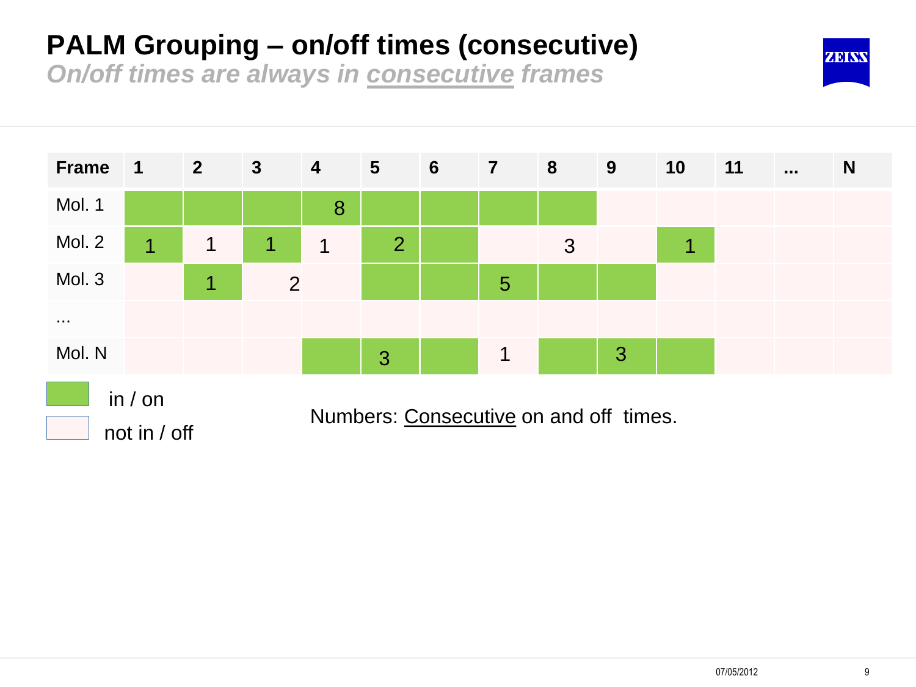# PALM Grouping – on/off times (consecutive)

***On/off times are always in consecutive frames***

| Frame | 1 | 2 | 3 | 4 | 5 | 6 | 7 | 8 | 9 | 10 | 11 | ... | N |
|---|---|---|---|---|---|---|---|---|---|---|---|---|---|
| Mol. 1 | | | | 8 | | | | | | | | | |
| Mol. 2 | 1 | 1 | 1 | 1 | 2 | | | 3 | | 1 | | | |
| Mol. 3 | | 1 | 2 | | | | 5 | | | | | | |
| ... | | | | | | | | | | | | | |
| Mol. N | | | | | 3 | | 1 | | 3 | | | | |

in / on

not in / off

Numbers: Consecutive on and off times.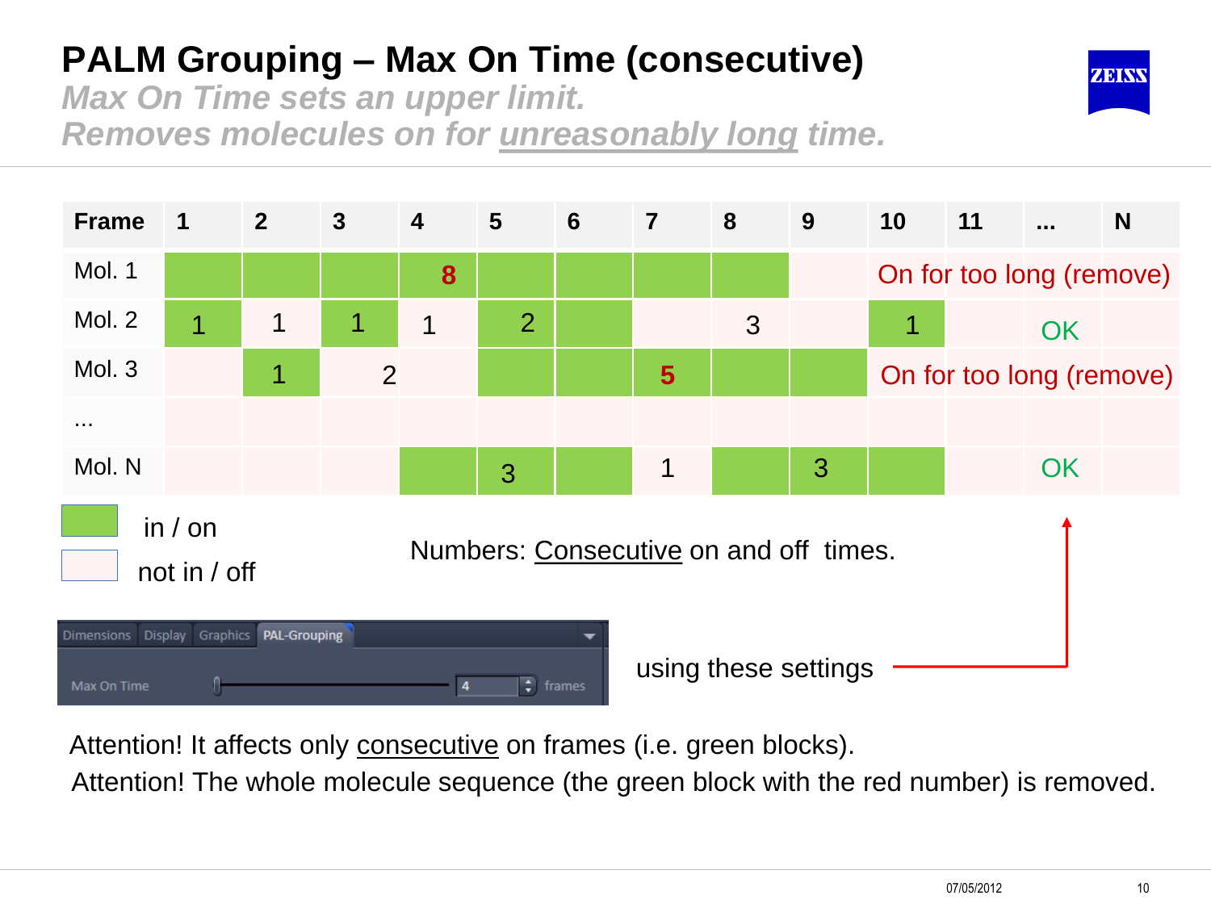# PALM Grouping – Max On Time (consecutive)

***Max On Time sets an upper limit.***
***Removes molecules on for unreasonably long time.***

| Frame | 1 | 2 | 3 | 4 | 5 | 6 | 7 | 8 | 9 | 10 | 11 | ... | N |
|---|---|---|---|---|---|---|---|---|---|---|---|---|---|
| Mol. 1 | | | | 8 | | | | | | On for too long (remove) | | | |
| Mol. 2 | 1 | 1 | 1 | 1 | 2 | | | 3 | | 1 | | OK | |
| Mol. 3 | | 1 | 2 | | | | 5 | | | On for too long (remove) | | | |
| ... | | | | | | | | | | | | | |
| Mol. N | | | | | 3 | | 1 | | 3 | | | OK | |

in / on

not in / off

Numbers: Consecutive on and off times.

Dimensions | Display | Graphics | PAL-Grouping

Max On Time: 4 frames

using these settings

Attention! It affects only consecutive on frames (i.e. green blocks).

Attention! The whole molecule sequence (the green block with the red number) is removed.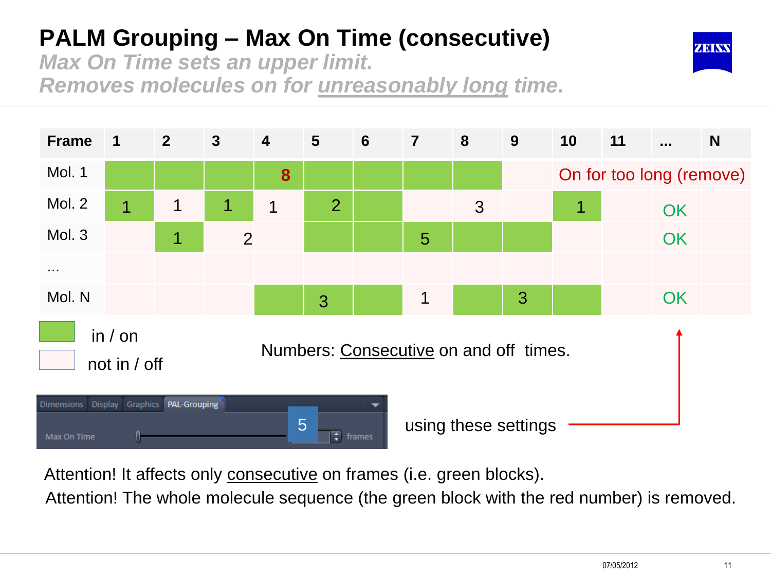# PALM Grouping – Max On Time (consecutive)

*Max On Time sets an upper limit.*
*Removes molecules on for unreasonably long time.*

| Frame | 1 | 2 | 3 | 4 | 5 | 6 | 7 | 8 | 9 | 10 | 11 | ... | N |
|---|---|---|---|---|---|---|---|---|---|---|---|---|---|
| Mol. 1 | | | | **8** | | | | | | On for too long (remove) | | | |
| Mol. 2 | 1 | 1 | 1 | 1 | 2 | | | 3 | | 1 | | OK | |
| Mol. 3 | | 1 | 2 | | | | 5 | | | | | OK | |
| ... | | | | | | | | | | | | | |
| Mol. N | | | | | 3 | | 1 | | 3 | | | OK | |

in / on (green)

not in / off

Numbers: Consecutive on and off times.

Dimensions | Display | Graphics | PAL-Grouping

Max On Time: 5 frames

using these settings

Attention! It affects only consecutive on frames (i.e. green blocks).

Attention! The whole molecule sequence (the green block with the red number) is removed.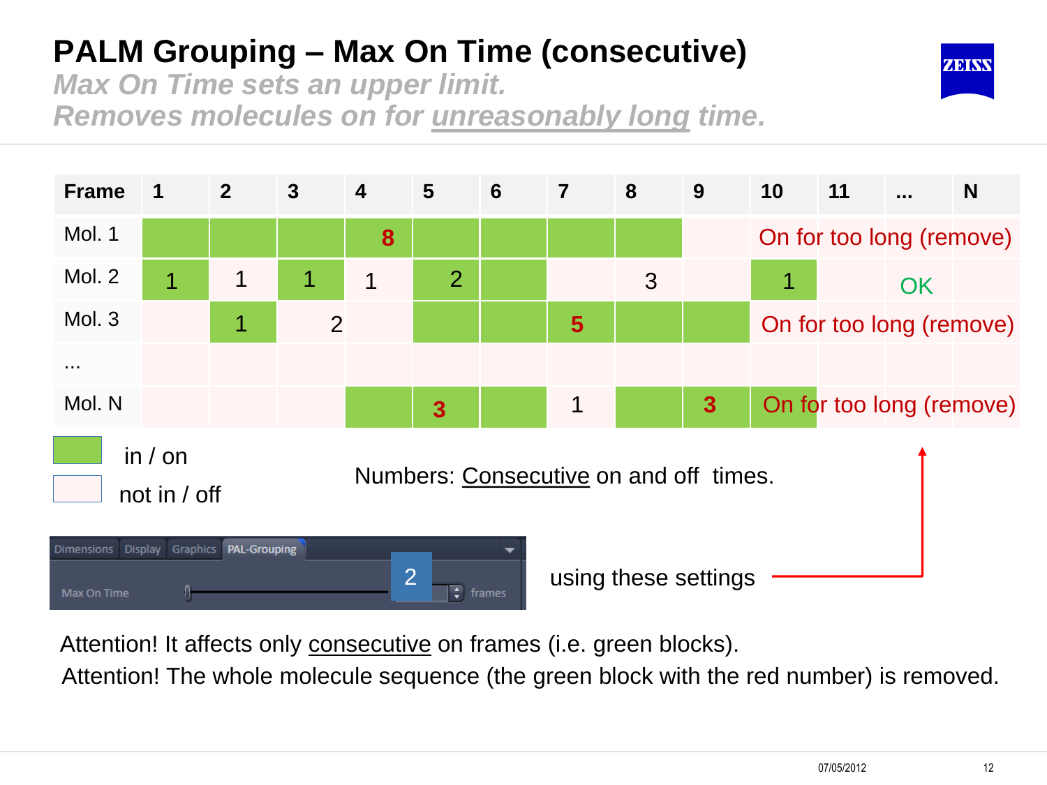# PALM Grouping – Max On Time (consecutive)

***Max On Time sets an upper limit.***
***Removes molecules on for unreasonably long time.***

| Frame | 1 | 2 | 3 | 4 | 5 | 6 | 7 | 8 | 9 | 10 | 11 | ... | N |
|---|---|---|---|---|---|---|---|---|---|---|---|---|---|
| Mol. 1 | | | | **8** | | | | | | On for too long (remove) | | | |
| Mol. 2 | 1 | 1 | 1 | 1 | 2 | | | 3 | | 1 | | OK | |
| Mol. 3 | | 1 | 2 | | | | **5** | | | On for too long (remove) | | | |
| ... | | | | | | | | | | | | | |
| Mol. N | | | | | **3** | | 1 | | **3** | On for too long (remove) | | | |

- Green: in / on
- Light pink: not in / off

Numbers: Consecutive on and off times.

Dimensions | Display | Graphics | PAL-Grouping

Max On Time: 2 frames

using these settings

Attention! It affects only consecutive on frames (i.e. green blocks).

Attention! The whole molecule sequence (the green block with the red number) is removed.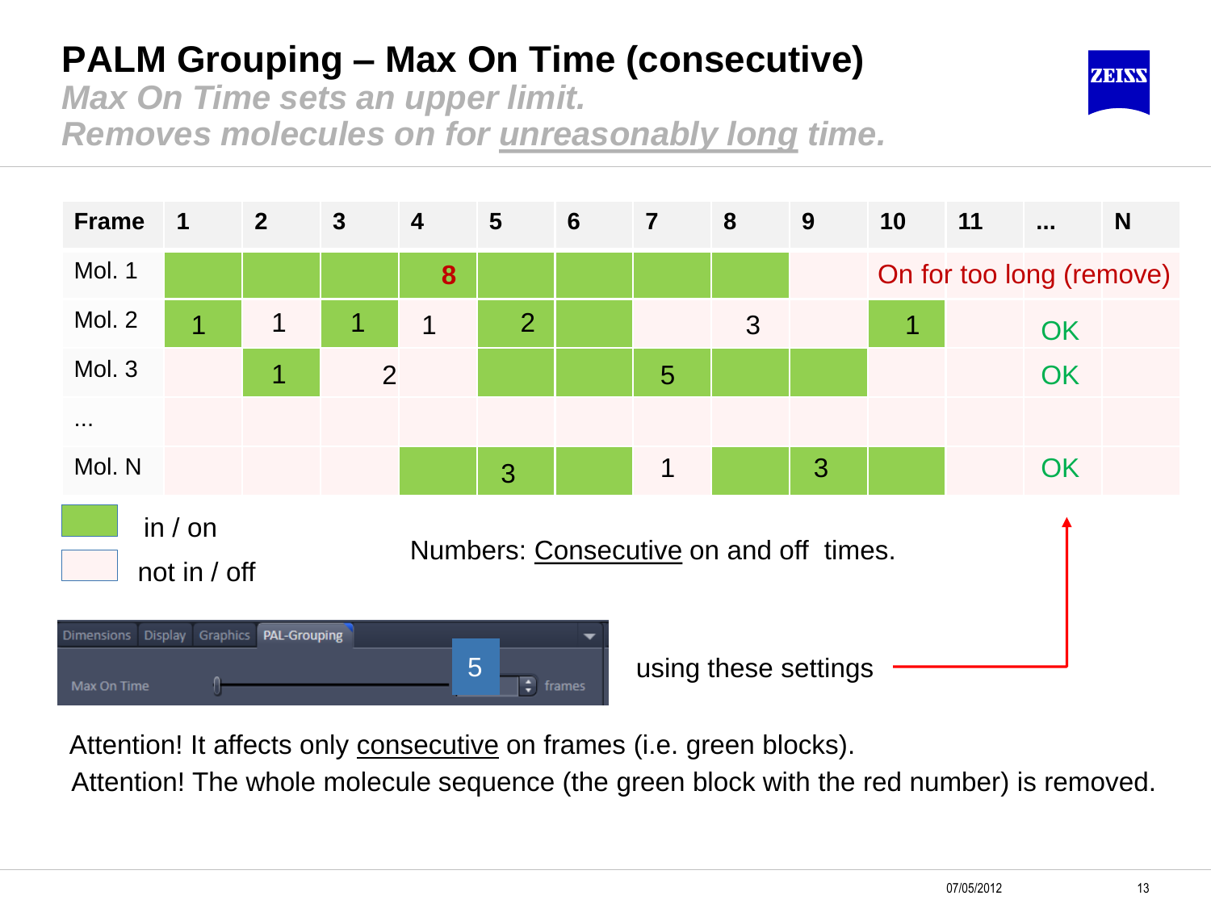# PALM Grouping – Max On Time (consecutive)

***Max On Time sets an upper limit.***
***Removes molecules on for unreasonably long time.***

| Frame | 1 | 2 | 3 | 4 | 5 | 6 | 7 | 8 | 9 | 10 | 11 | ... | N |
|---|---|---|---|---|---|---|---|---|---|---|---|---|---|
| Mol. 1 | | | | 8 | | | | | | On for too long (remove) | | | |
| Mol. 2 | 1 | 1 | 1 | 1 | 2 | | | 3 | | 1 | | OK | |
| Mol. 3 | | 1 | 2 | | | | 5 | | | | | OK | |
| ... | | | | | | | | | | | | | |
| Mol. N | | | | | 3 | | 1 | | 3 | | | OK | |

in / on

not in / off

Numbers: Consecutive on and off times.

Dimensions | Display | Graphics | PAL-Grouping

Max On Time 5 frames

using these settings

Attention! It affects only consecutive on frames (i.e. green blocks).

Attention! The whole molecule sequence (the green block with the red number) is removed.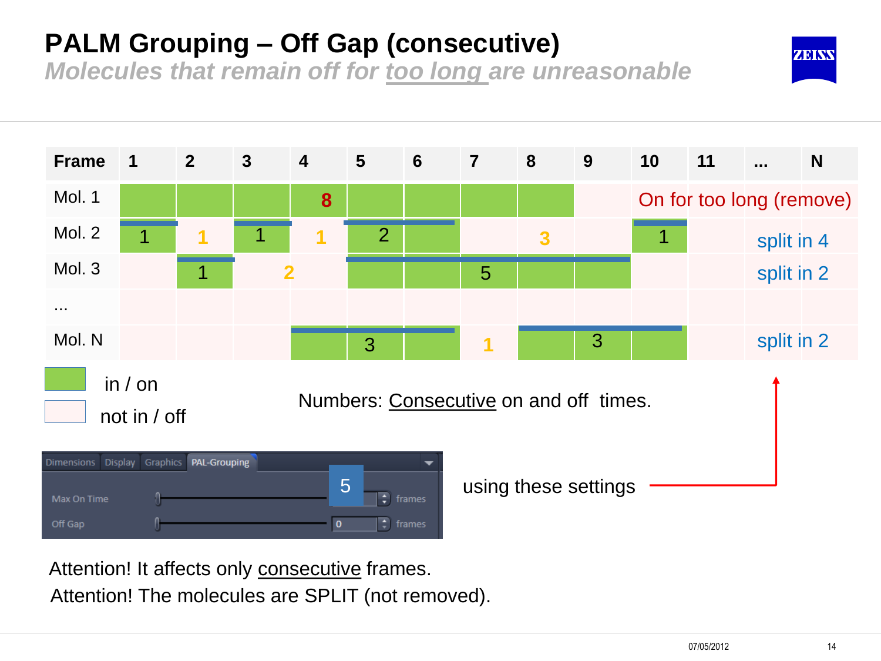# PALM Grouping – Off Gap (consecutive)

*Molecules that remain off for too long are unreasonable*

| Frame | 1 | 2 | 3 | 4 | 5 | 6 | 7 | 8 | 9 | 10 | 11 | ... | N |
|---|---|---|---|---|---|---|---|---|---|---|---|---|---|
| Mol. 1 | | | | 8 | | | | | | On for too long (remove) | | | |
| Mol. 2 | 1 | 1 | 1 | 1 | 2 | | | 3 | | 1 | | split in 4 | |
| Mol. 3 | | 1 | | 2 | | | 5 | | | | | split in 2 | |
| ... | | | | | | | | | | | | | |
| Mol. N | | | | | 3 | | 1 | | 3 | | | split in 2 | |

in / on

not in / off

Numbers: Consecutive on and off times.

Dimensions | Display | Graphics | PAL-Grouping

Max On Time: 5 frames

Off Gap: 0 frames

using these settings

Attention! It affects only consecutive frames.

Attention! The molecules are SPLIT (not removed).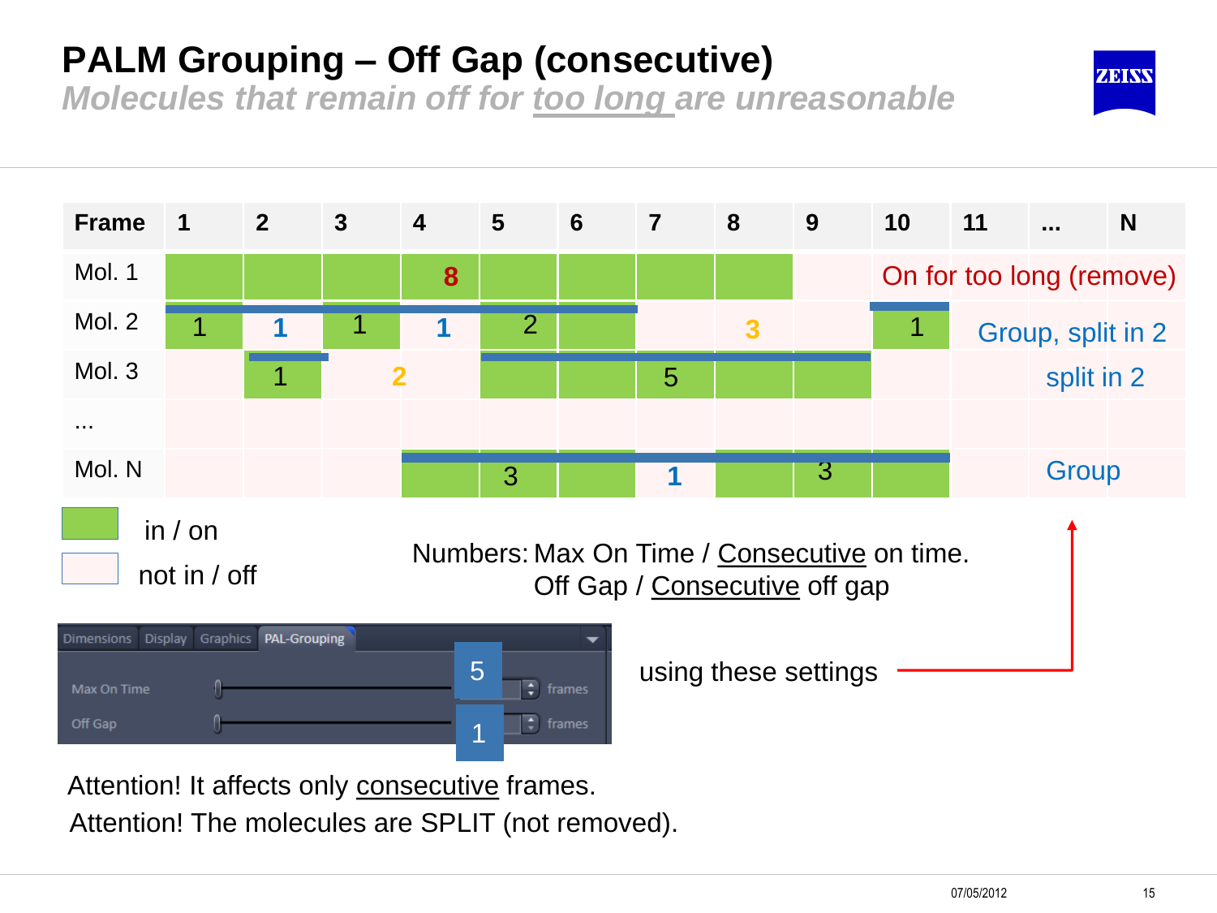# PALM Grouping – Off Gap (consecutive)

*Molecules that remain off for too long are unreasonable*

| Frame | 1 | 2 | 3 | 4 | 5 | 6 | 7 | 8 | 9 | 10 | 11 | ... | N |
|---|---|---|---|---|---|---|---|---|---|---|---|---|---|
| Mol. 1 | | | | 8 | | | | | | On for too long (remove) | | | |
| Mol. 2 | 1 | 1 | 1 | 1 | 2 | | | 3 | | 1 | Group, split in 2 | | |
| Mol. 3 | | 1 | | 2 | | | 5 | | | | | split in 2 | |
| ... | | | | | | | | | | | | | |
| Mol. N | | | | | 3 | | 1 | | 3 | | | Group | |

- in / on
- not in / off

Numbers: Max On Time / Consecutive on time.
Off Gap / Consecutive off gap

Dimensions | Display | Graphics | PAL-Grouping

Max On Time: 5 frames

Off Gap: 1 frames

using these settings

Attention! It affects only consecutive frames.

Attention! The molecules are SPLIT (not removed).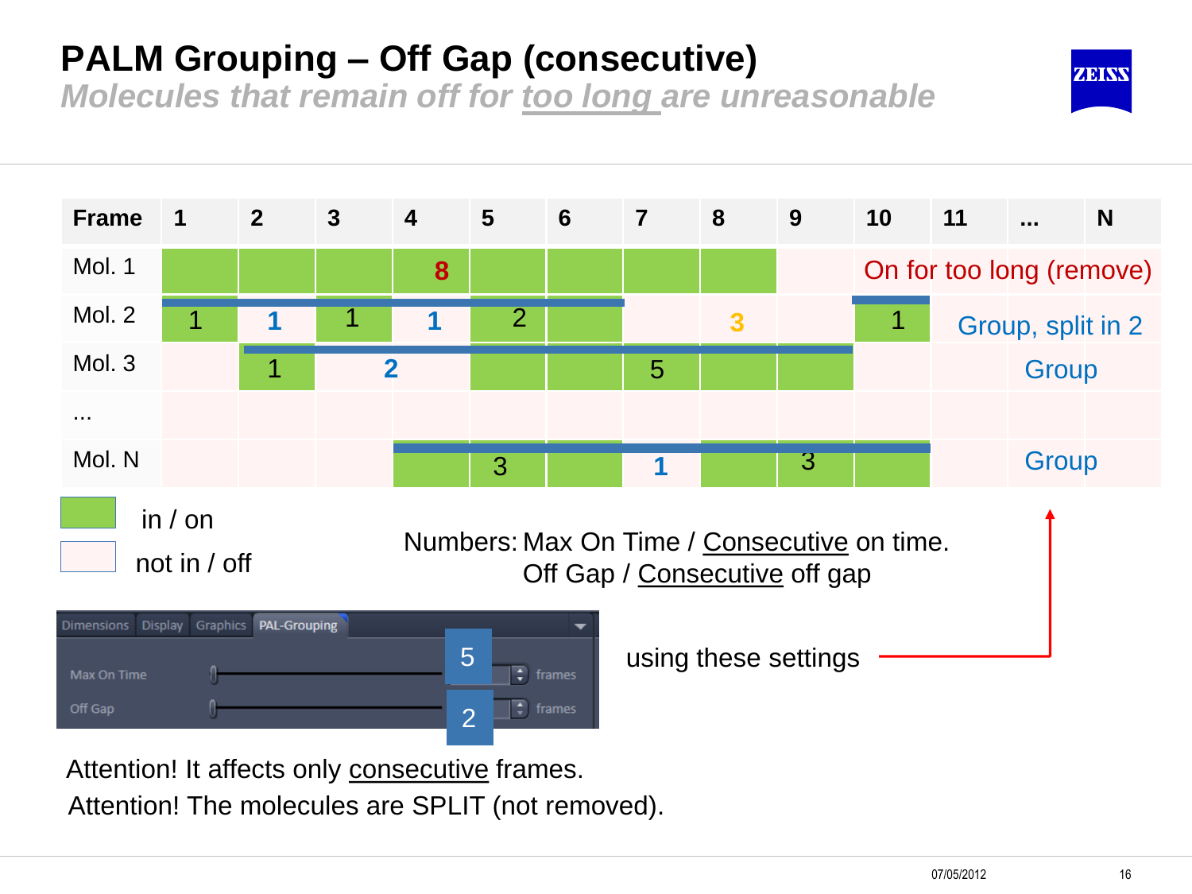# PALM Grouping – Off Gap (consecutive)

***Molecules that remain off for too long are unreasonable***

| Frame | 1 | 2 | 3 | 4 | 5 | 6 | 7 | 8 | 9 | 10 | 11 | ... | N |
|---|---|---|---|---|---|---|---|---|---|---|---|---|---|
| Mol. 1 | | | | 8 | | | | | | On for too long (remove) | | | |
| Mol. 2 | 1 | 1 | 1 | 1 | 2 | | | 3 | | 1 | Group, split in 2 | | |
| Mol. 3 | | 1 | | 2 | | | 5 | | | | | Group | |
| ... | | | | | | | | | | | | | |
| Mol. N | | | | | 3 | | 1 | | 3 | | | Group | |

in / on

not in / off

Numbers: Max On Time / Consecutive on time.
Off Gap / Consecutive off gap

Dimensions | Display | Graphics | PAL-Grouping

Max On Time 5 frames

Off Gap 2 frames

using these settings

Attention! It affects only consecutive frames.

Attention! The molecules are SPLIT (not removed).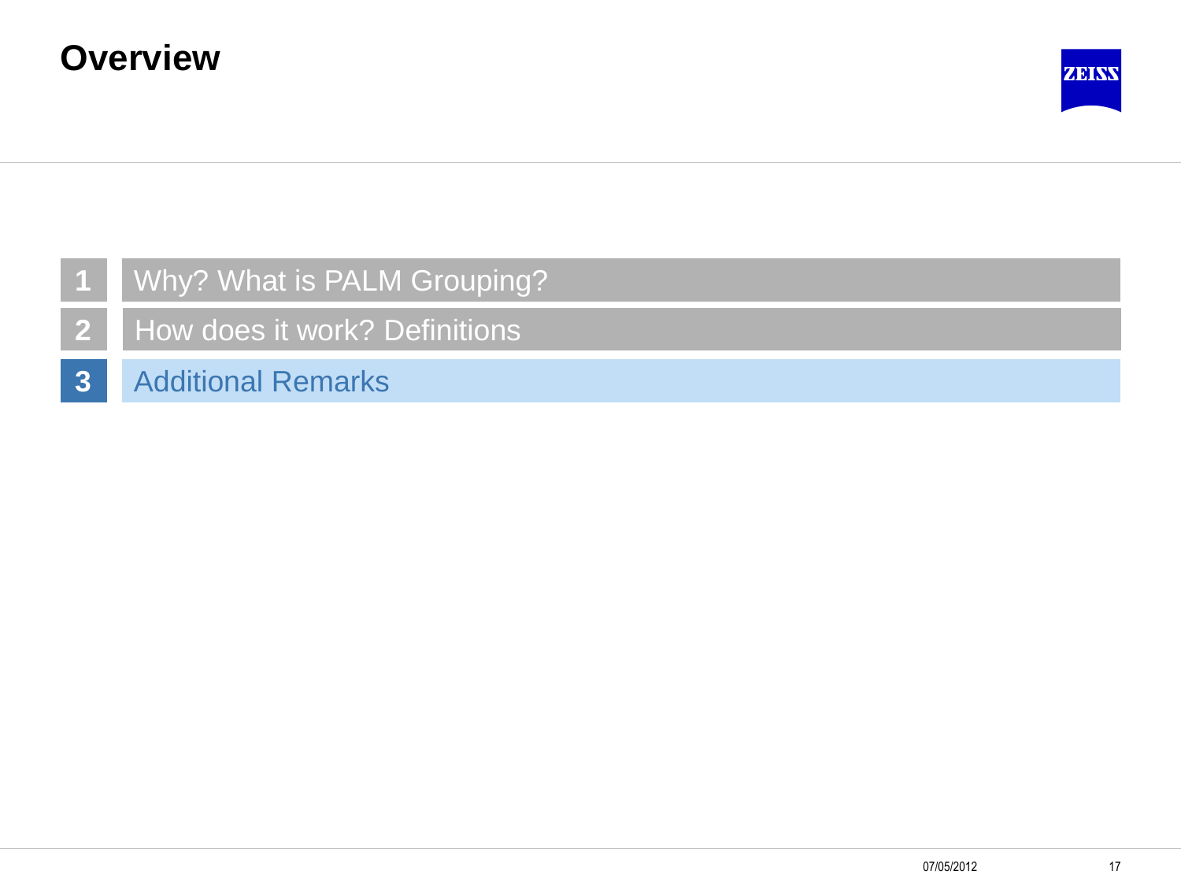# Overview

1. Why? What is PALM Grouping?
2. How does it work? Definitions
3. Additional Remarks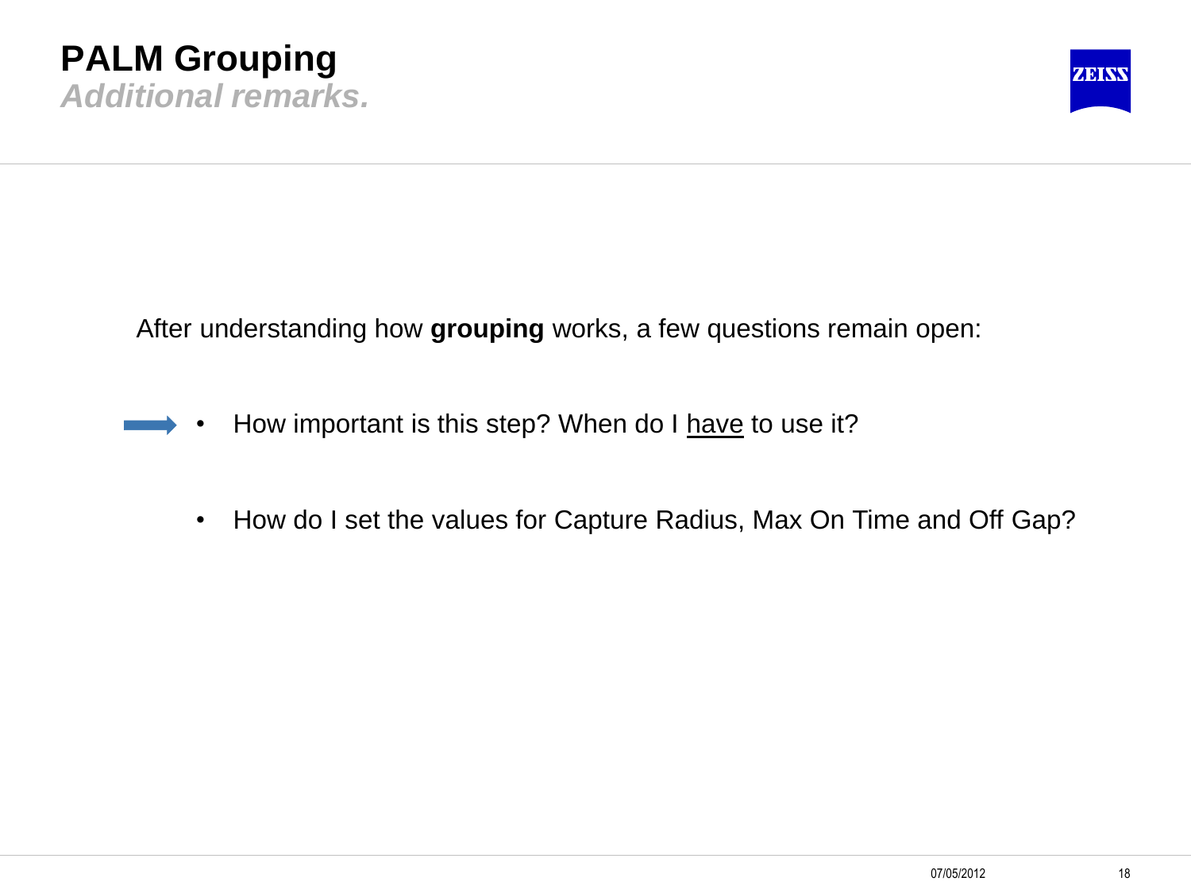# PALM Grouping

## *Additional remarks.*

After understanding how **grouping** works, a few questions remain open:

- How important is this step? When do I <u>have</u> to use it?
- How do I set the values for Capture Radius, Max On Time and Off Gap?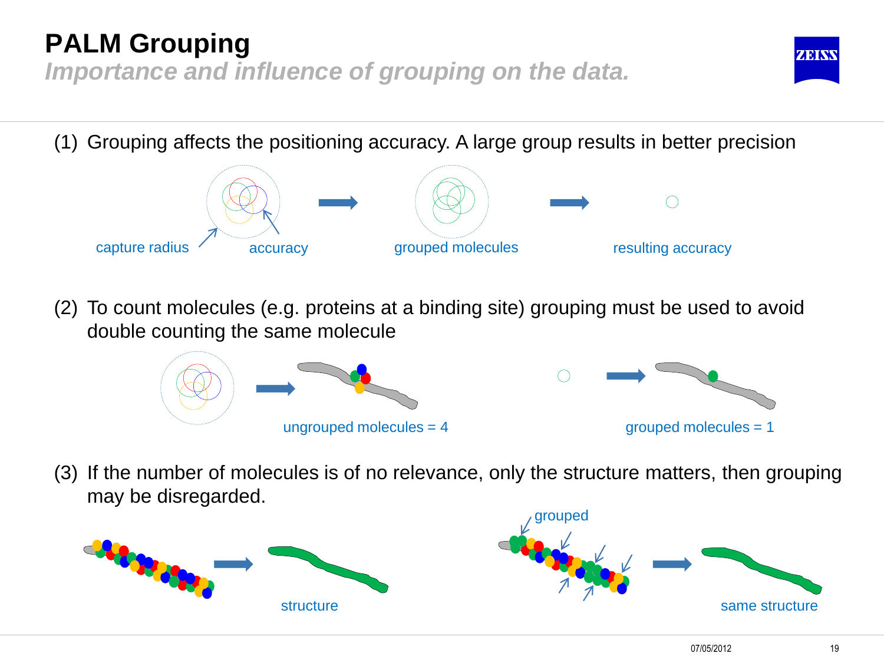# PALM Grouping

*Importance and influence of grouping on the data.*

(1) Grouping affects the positioning accuracy. A large group results in better precision

capture radius — accuracy → grouped molecules → resulting accuracy

(2) To count molecules (e.g. proteins at a binding site) grouping must be used to avoid double counting the same molecule

ungrouped molecules = 4

grouped molecules = 1

(3) If the number of molecules is of no relevance, only the structure matters, then grouping may be disregarded.

structure

grouped

same structure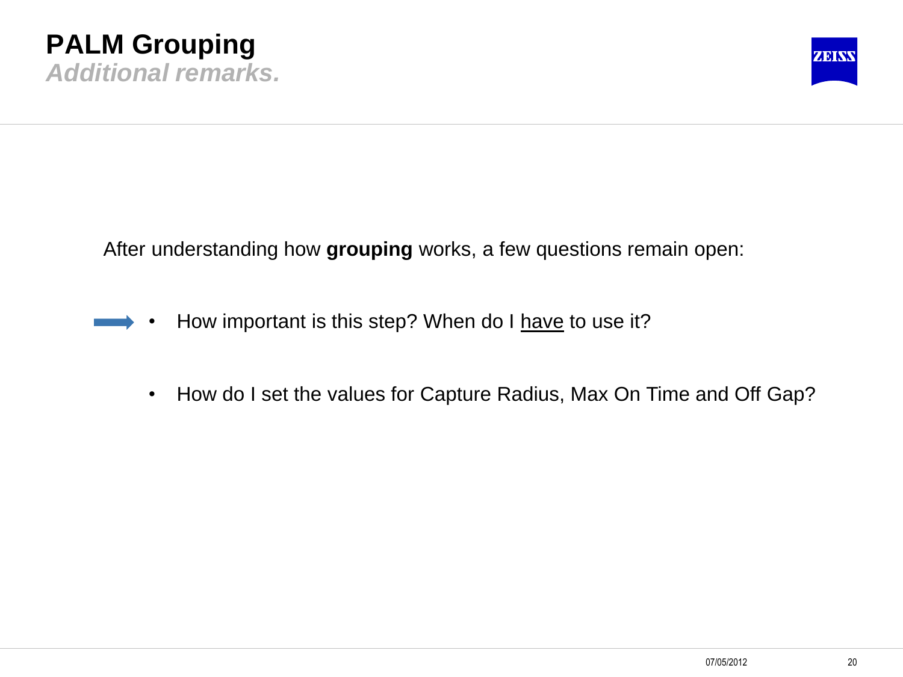# PALM Grouping

## *Additional remarks.*

After understanding how **grouping** works, a few questions remain open:

- How important is this step? When do I <u>have</u> to use it?
- How do I set the values for Capture Radius, Max On Time and Off Gap?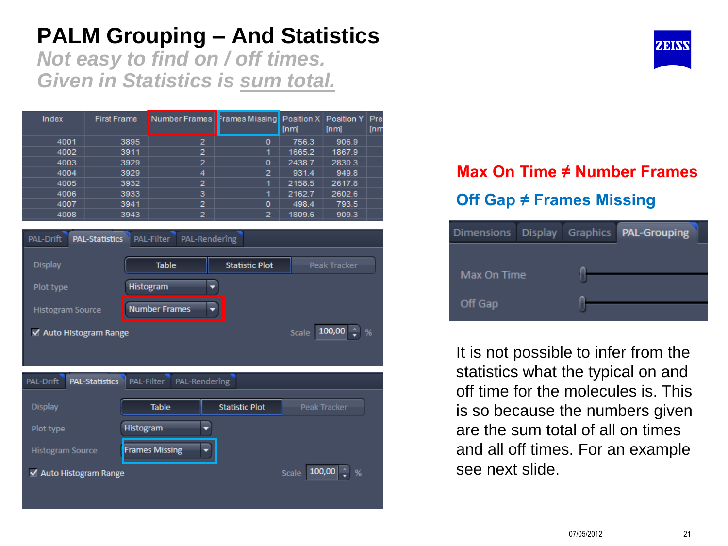# PALM Grouping – And Statistics

*Not easy to find on / off times.*
*Given in Statistics is sum total.*

| Index | First Frame | Number Frames | Frames Missing | Position X [nm] | Position Y [nm] | Pre [nm |
|---|---|---|---|---|---|---|
| 4001 | 3895 | 2 | 0 | 756.3 | 906.9 | |
| 4002 | 3911 | 2 | 1 | 1665.2 | 1867.9 | |
| 4003 | 3929 | 2 | 0 | 2438.7 | 2830.3 | |
| 4004 | 3929 | 4 | 2 | 931.4 | 949.8 | |
| 4005 | 3932 | 2 | 1 | 2158.5 | 2617.8 | |
| 4006 | 3933 | 3 | 1 | 2162.7 | 2602.6 | |
| 4007 | 3941 | 2 | 0 | 498.4 | 793.5 | |
| 4008 | 3943 | 2 | 2 | 1809.6 | 909.3 | |

PAL-Drift | PAL-Statistics | PAL-Filter | PAL-Rendering

Display: Table | Statistic Plot | Peak Tracker
Plot type: Histogram
Histogram Source: Number Frames
Auto Histogram Range — Scale 100,00 %

PAL-Drift | PAL-Statistics | PAL-Filter | PAL-Rendering

Display: Table | Statistic Plot | Peak Tracker
Plot type: Histogram
Histogram Source: Frames Missing
Auto Histogram Range — Scale 100,00 %

**Max On Time ≠ Number Frames**

**Off Gap ≠ Frames Missing**

Dimensions | Display | Graphics | PAL-Grouping

Max On Time
Off Gap

It is not possible to infer from the statistics what the typical on and off time for the molecules is. This is so because the numbers given are the sum total of all on times and all off times. For an example see next slide.

07/05/2012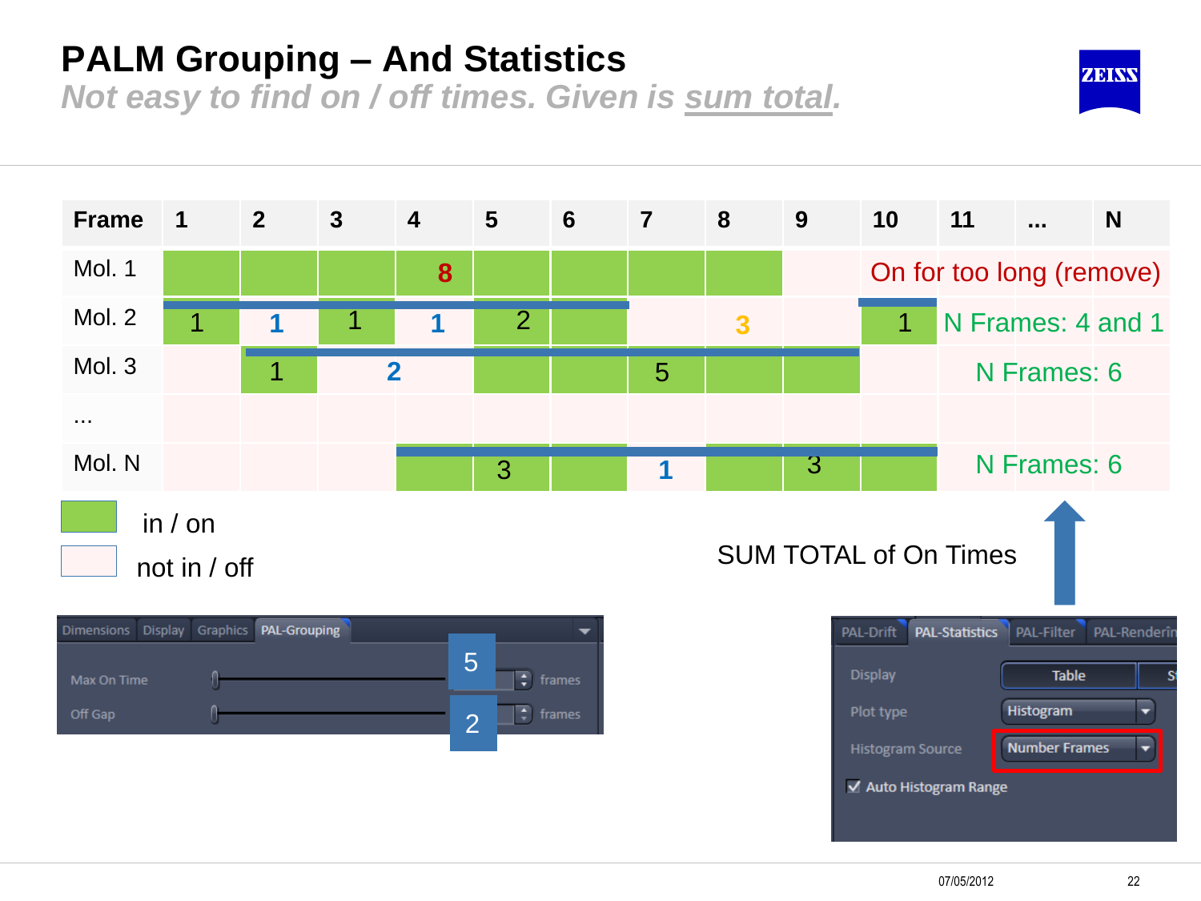# PALM Grouping – And Statistics

*Not easy to find on / off times. Given is sum total.*

| Frame | 1 | 2 | 3 | 4 | 5 | 6 | 7 | 8 | 9 | 10 | 11 | ... | N |
|---|---|---|---|---|---|---|---|---|---|---|---|---|---|
| Mol. 1 | | | | 8 | | | | | | On for too long (remove) | | | |
| Mol. 2 | 1 | 1 | 1 | 1 | 2 | | | 3 | | 1 | N Frames: 4 and 1 | | |
| Mol. 3 | | 1 | 2 | | | | 5 | | | | N Frames: 6 | | |
| ... | | | | | | | | | | | | | |
| Mol. N | | | | | 3 | | 1 | | 3 | | N Frames: 6 | | |

- in / on
- not in / off

SUM TOTAL of On Times

Dimensions | Display | Graphics | PAL-Grouping

Max On Time: 5 frames

Off Gap: 2 frames

PAL-Drift | PAL-Statistics | PAL-Filter | PAL-Rendering

Display: Table

Plot type: Histogram

Histogram Source: Number Frames

Auto Histogram Range

07/05/2012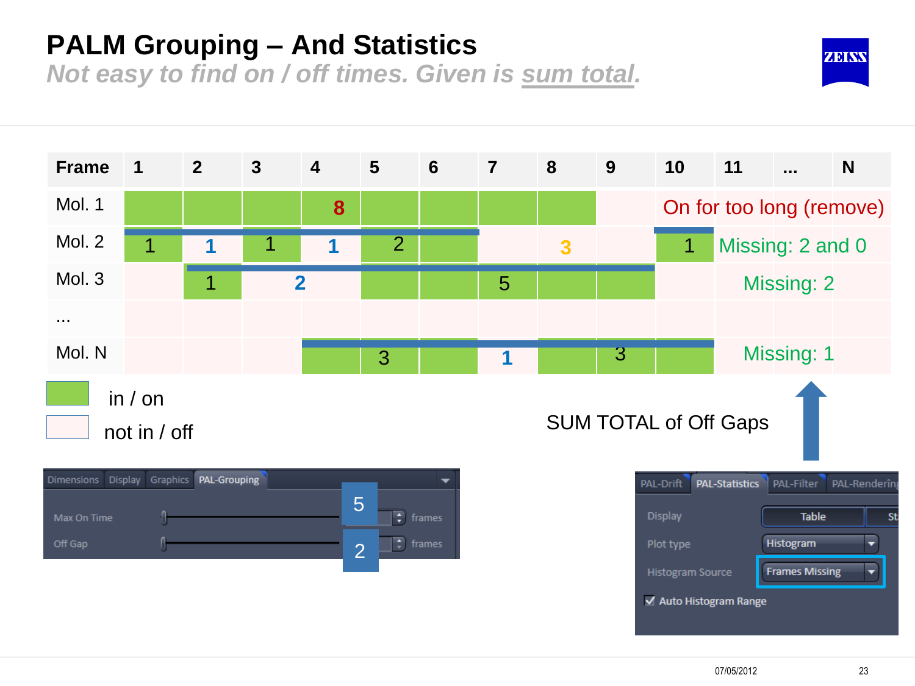# PALM Grouping – And Statistics

*Not easy to find on / off times. Given is sum total.*

| Frame | 1 | 2 | 3 | 4 | 5 | 6 | 7 | 8 | 9 | 10 | 11 | ... | N |
|---|---|---|---|---|---|---|---|---|---|---|---|---|---|
| Mol. 1 | | | | 8 | | | | | | On for too long (remove) | | | |
| Mol. 2 | 1 | 1 | 1 | 1 | 2 | | | 3 | | 1 | Missing: 2 and 0 | | |
| Mol. 3 | | 1 | 2 | | | | 5 | | | | Missing: 2 | | |
| ... | | | | | | | | | | | | | |
| Mol. N | | | | | 3 | | 1 | | 3 | | Missing: 1 | | |

- in / on
- not in / off

SUM TOTAL of Off Gaps

Dimensions | Display | Graphics | PAL-Grouping

Max On Time: 5 frames

Off Gap: 2 frames

PAL-Drift | PAL-Statistics | PAL-Filter | PAL-Rendering

Display: Table

Plot type: Histogram

Histogram Source: Frames Missing

☑ Auto Histogram Range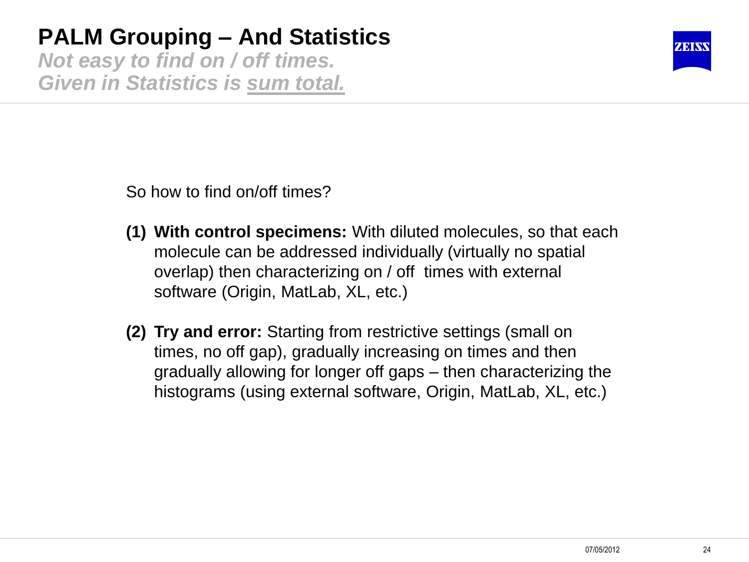# PALM Grouping – And Statistics

***Not easy to find on / off times.***
***Given in Statistics is sum total.***

So how to find on/off times?

**(1) With control specimens:** With diluted molecules, so that each molecule can be addressed individually (virtually no spatial overlap) then characterizing on / off times with external software (Origin, MatLab, XL, etc.)

**(2) Try and error:** Starting from restrictive settings (small on times, no off gap), gradually increasing on times and then gradually allowing for longer off gaps – then characterizing the histograms (using external software, Origin, MatLab, XL, etc.)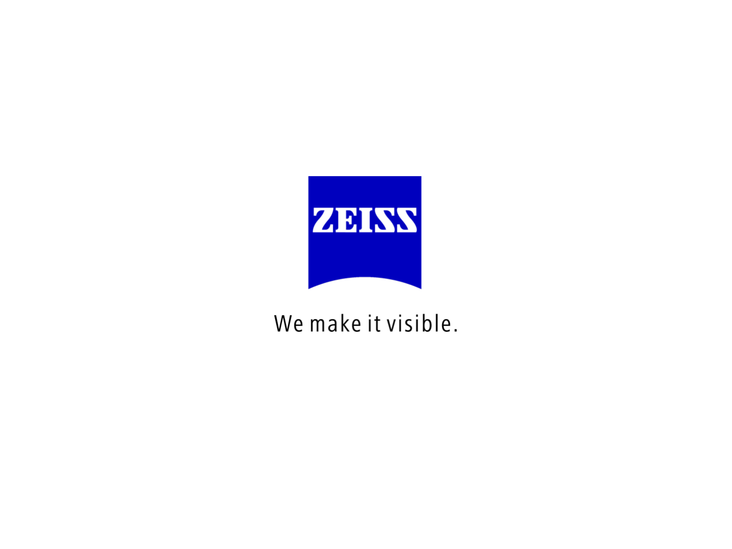ZEISS

We make it visible.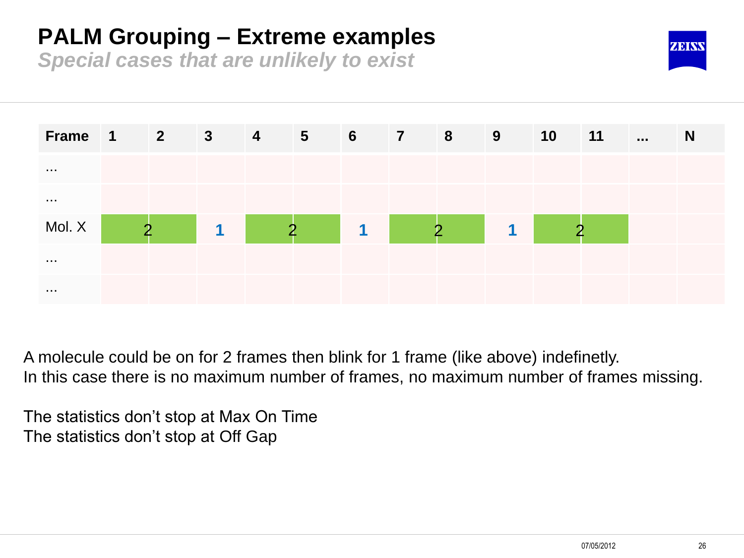# PALM Grouping – Extreme examples

***Special cases that are unlikely to exist***

| Frame | 1 | 2 | 3 | 4 | 5 | 6 | 7 | 8 | 9 | 10 | 11 | ... | N |
|---|---|---|---|---|---|---|---|---|---|---|---|---|---|
| ... | | | | | | | | | | | | | |
| ... | | | | | | | | | | | | | |
| Mol. X | 2 | | 1 | 2 | | 1 | 2 | | 1 | 2 | | | |
| ... | | | | | | | | | | | | | |
| ... | | | | | | | | | | | | | |

A molecule could be on for 2 frames then blink for 1 frame (like above) indefinetly.
In this case there is no maximum number of frames, no maximum number of frames missing.

The statistics don't stop at Max On Time
The statistics don't stop at Off Gap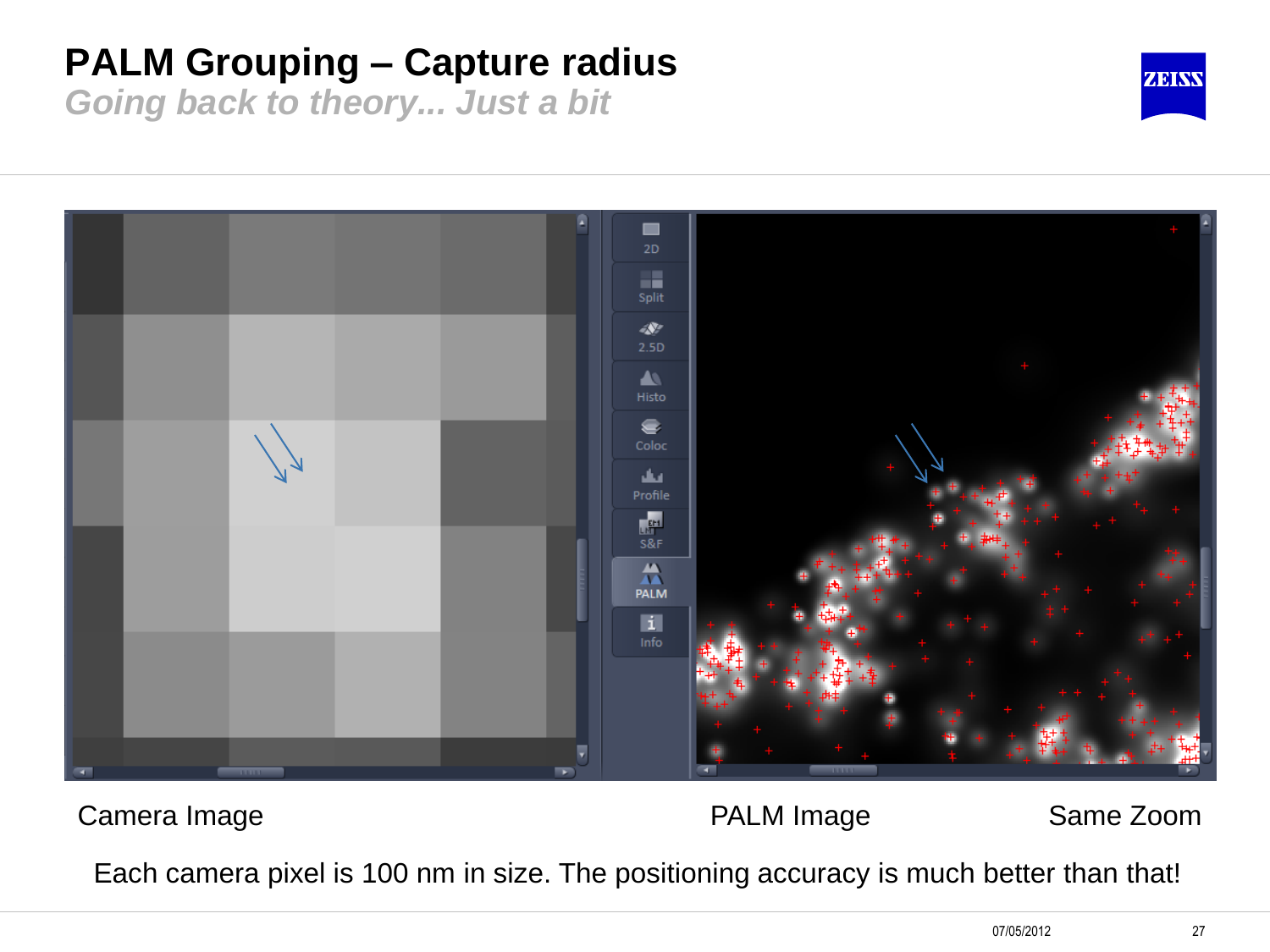# PALM Grouping – Capture radius

*Going back to theory... Just a bit*

Camera Image

PALM Image

Same Zoom

Each camera pixel is 100 nm in size. The positioning accuracy is much better than that!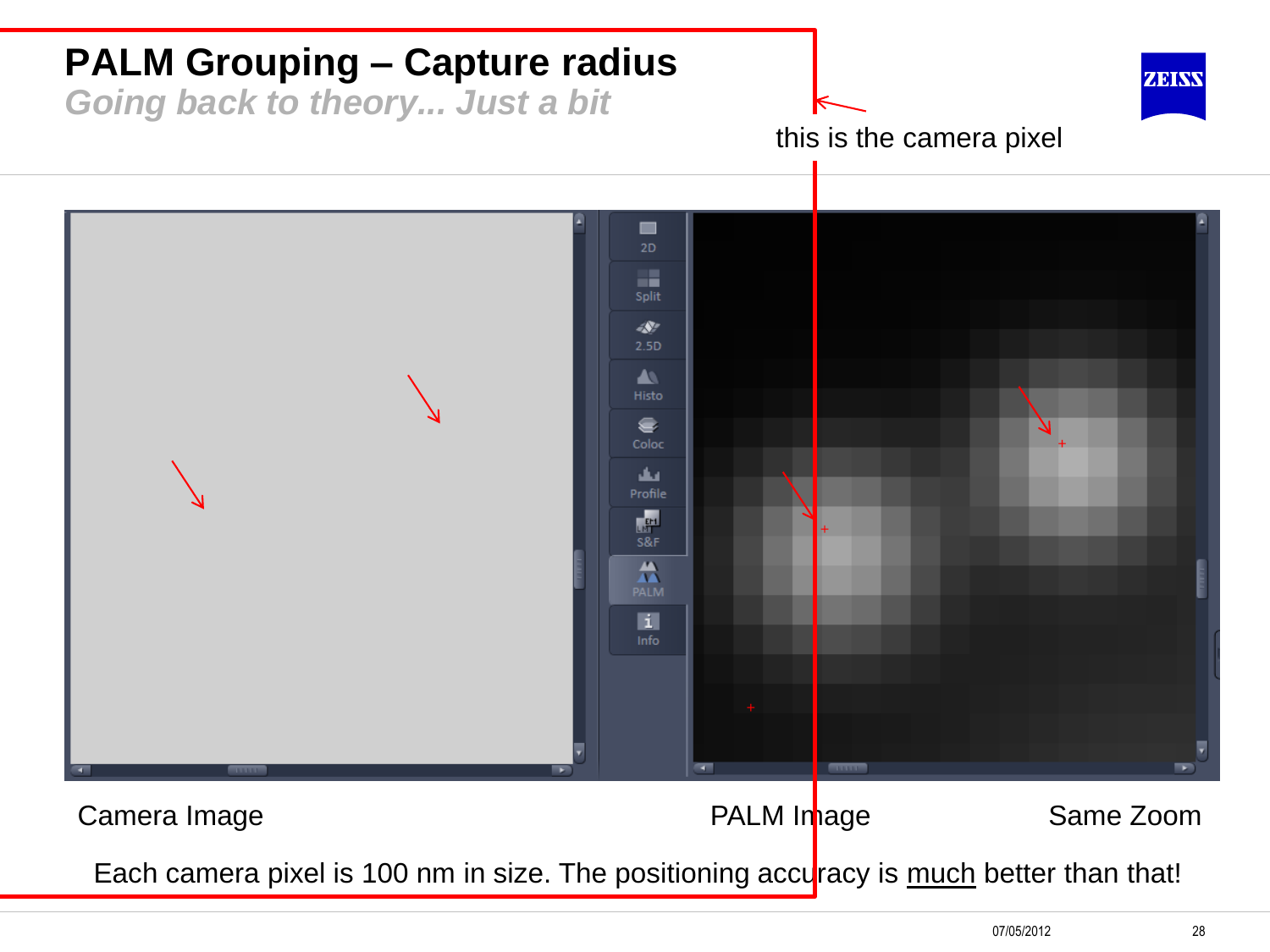# PALM Grouping – Capture radius

*Going back to theory... Just a bit*

this is the camera pixel

Camera Image

PALM Image

Same Zoom

Each camera pixel is 100 nm in size. The positioning accuracy is <u>much</u> better than that!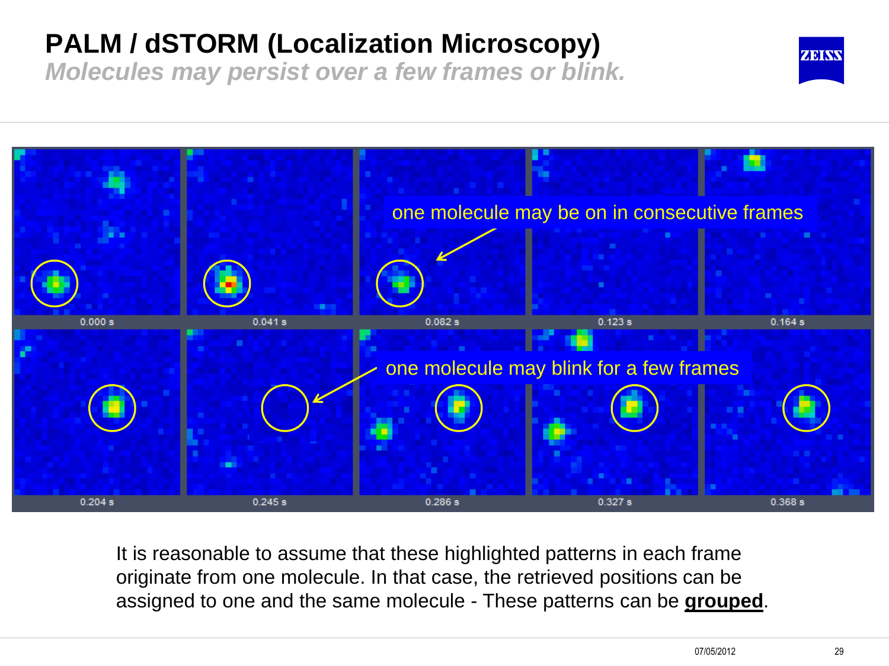# PALM / dSTORM (Localization Microscopy)

***Molecules may persist over a few frames or blink.***

one molecule may be on in consecutive frames

0.000 s | 0.041 s | 0.082 s | 0.123 s | 0.164 s

one molecule may blink for a few frames

0.204 s | 0.245 s | 0.286 s | 0.327 s | 0.368 s

It is reasonable to assume that these highlighted patterns in each frame originate from one molecule. In that case, the retrieved positions can be assigned to one and the same molecule - These patterns can be **grouped**.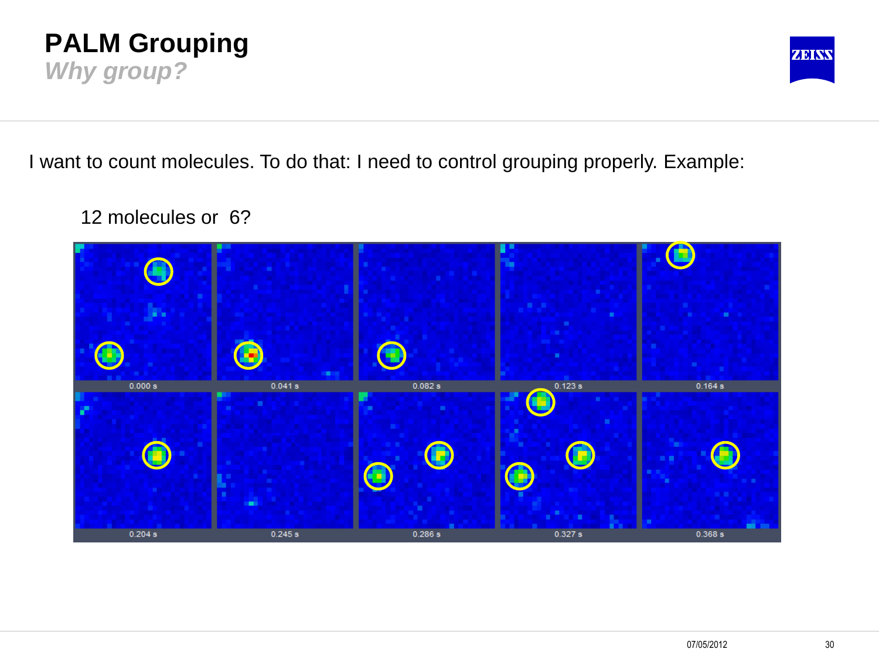# PALM Grouping

## *Why group?*

I want to count molecules. To do that: I need to control grouping properly. Example:

12 molecules or 6?

0.000 s 0.041 s 0.082 s 0.123 s 0.164 s

0.204 s 0.245 s 0.286 s 0.327 s 0.368 s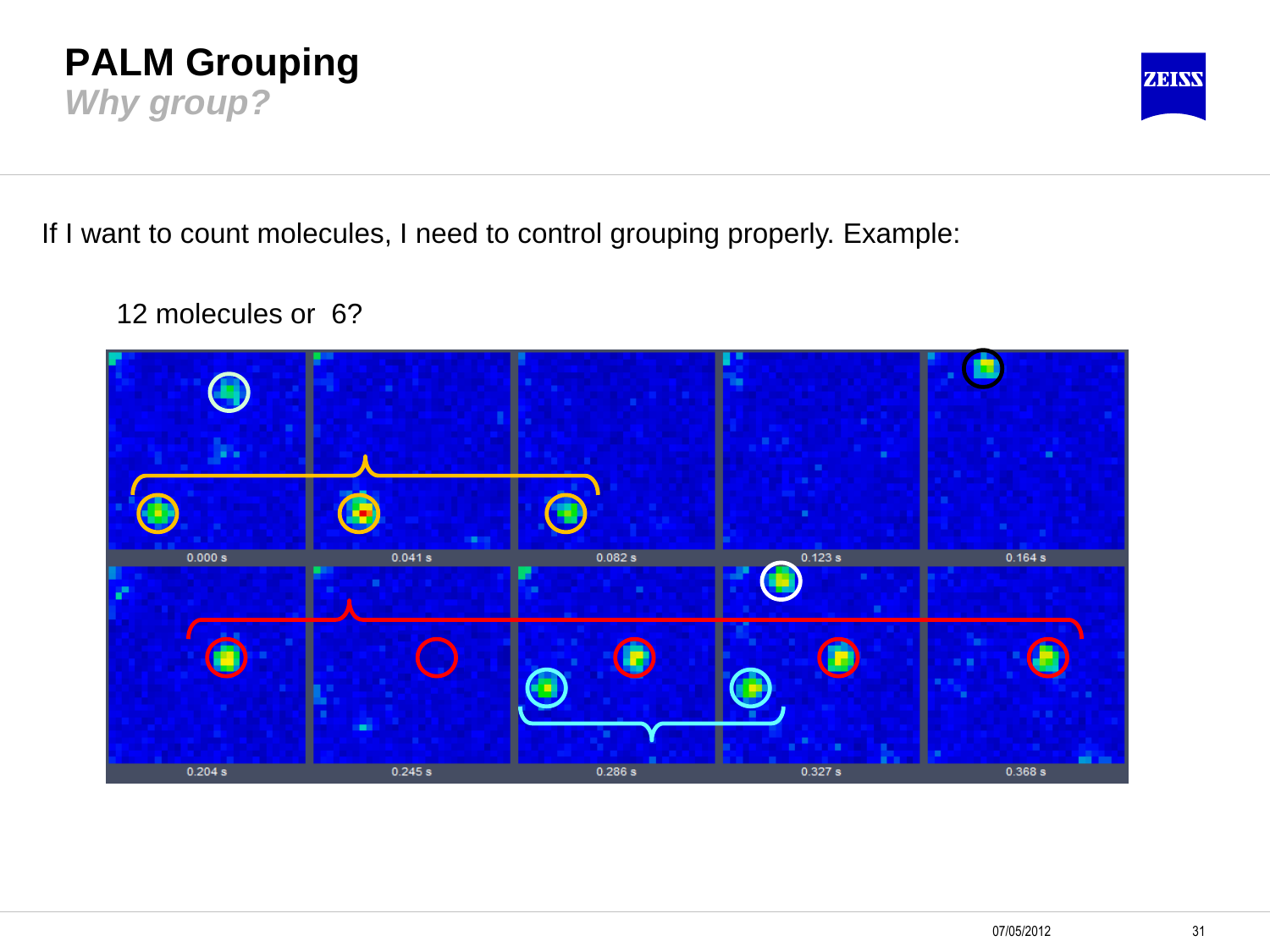# PALM Grouping

## *Why group?*

If I want to count molecules, I need to control grouping properly. Example:

12 molecules or 6?

0.000 s
0.041 s
0.082 s
0.123 s
0.164 s
0.204 s
0.245 s
0.286 s
0.327 s
0.368 s